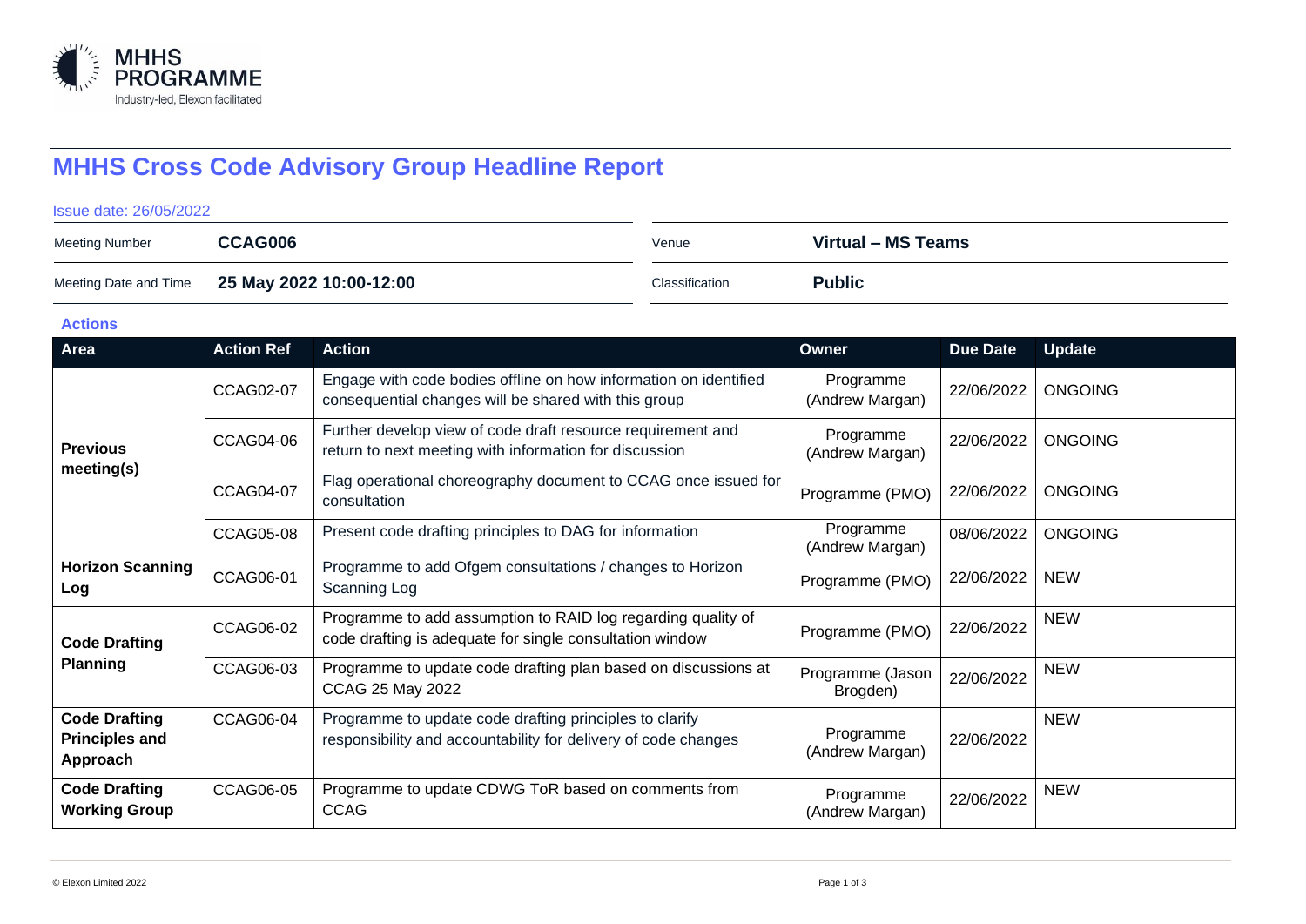# MHHS Cross Code Advisory Group Headline Report

Issue date: 26/05/2022

| Meeting Number | **CCAG006** | Venue | **Virtual – MS Teams** |
|---|---|---|---|
| Meeting Date and Time | **25 May 2022 10:00-12:00** | Classification | **Public** |

## Actions

| Area | Action Ref | Action | Owner | Due Date | Update |
|---|---|---|---|---|---|
| **Previous meeting(s)** | CCAG02-07 | Engage with code bodies offline on how information on identified consequential changes will be shared with this group | Programme (Andrew Margan) | 22/06/2022 | ONGOING |
| | CCAG04-06 | Further develop view of code draft resource requirement and return to next meeting with information for discussion | Programme (Andrew Margan) | 22/06/2022 | ONGOING |
| | CCAG04-07 | Flag operational choreography document to CCAG once issued for consultation | Programme (PMO) | 22/06/2022 | ONGOING |
| | CCAG05-08 | Present code drafting principles to DAG for information | Programme (Andrew Margan) | 08/06/2022 | ONGOING |
| **Horizon Scanning Log** | CCAG06-01 | Programme to add Ofgem consultations / changes to Horizon Scanning Log | Programme (PMO) | 22/06/2022 | NEW |
| **Code Drafting Planning** | CCAG06-02 | Programme to add assumption to RAID log regarding quality of code drafting is adequate for single consultation window | Programme (PMO) | 22/06/2022 | NEW |
| | CCAG06-03 | Programme to update code drafting plan based on discussions at CCAG 25 May 2022 | Programme (Jason Brogden) | 22/06/2022 | NEW |
| **Code Drafting Principles and Approach** | CCAG06-04 | Programme to update code drafting principles to clarify responsibility and accountability for delivery of code changes | Programme (Andrew Margan) | 22/06/2022 | NEW |
| **Code Drafting Working Group** | CCAG06-05 | Programme to update CDWG ToR based on comments from CCAG | Programme (Andrew Margan) | 22/06/2022 | NEW |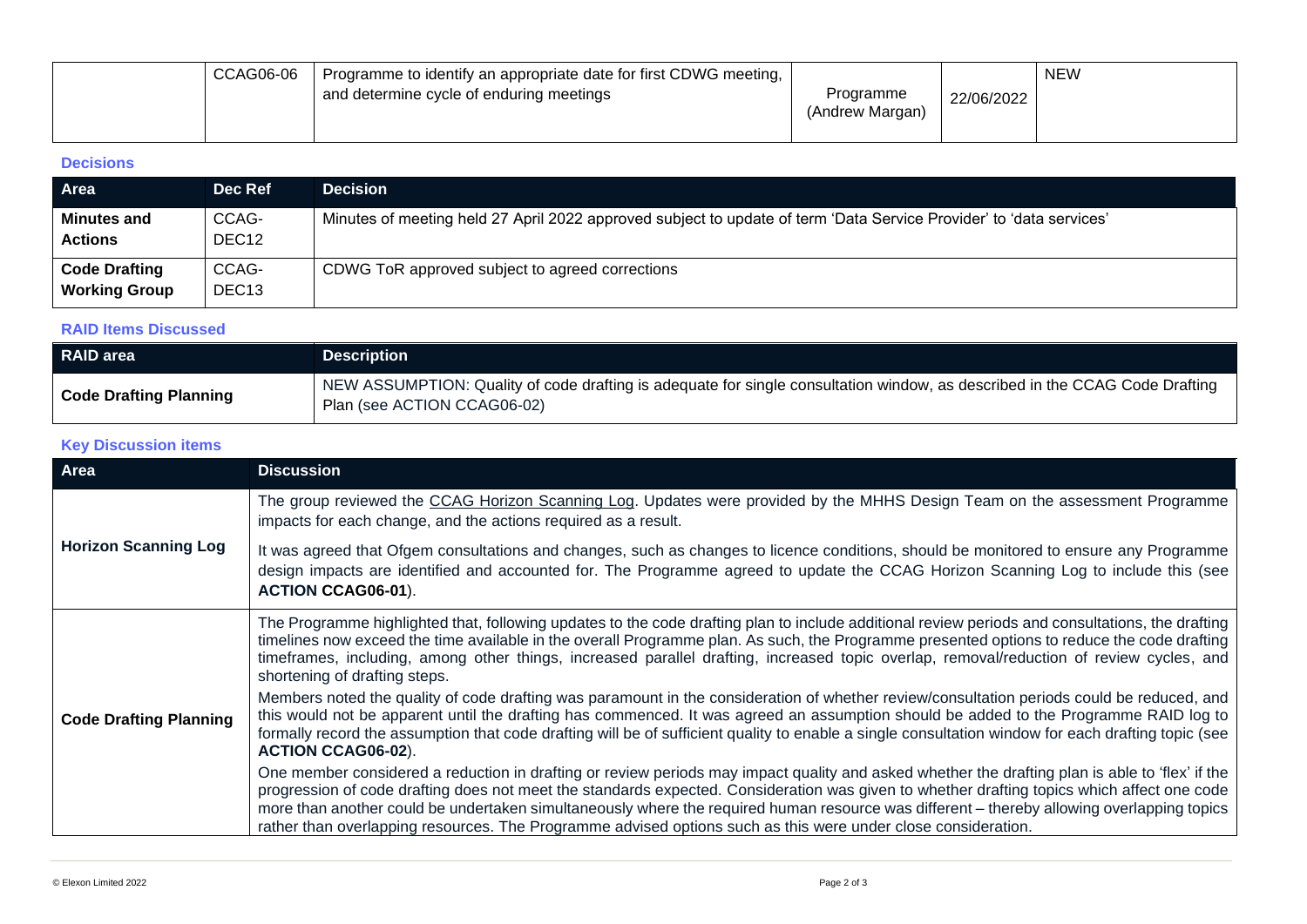|  | CCAG06-06 | Programme to identify an appropriate date for first CDWG meeting, and determine cycle of enduring meetings | Programme (Andrew Margan) | 22/06/2022 | NEW |
|---|---|---|---|---|---|

### Decisions

| Area | Dec Ref | Decision |
|---|---|---|
| **Minutes and Actions** | CCAG-DEC12 | Minutes of meeting held 27 April 2022 approved subject to update of term 'Data Service Provider' to 'data services' |
| **Code Drafting Working Group** | CCAG-DEC13 | CDWG ToR approved subject to agreed corrections |

### RAID Items Discussed

| RAID area | Description |
|---|---|
| **Code Drafting Planning** | NEW ASSUMPTION: Quality of code drafting is adequate for single consultation window, as described in the CCAG Code Drafting Plan (see ACTION CCAG06-02) |

### Key Discussion items

| Area | Discussion |
|---|---|
| **Horizon Scanning Log** | The group reviewed the CCAG Horizon Scanning Log. Updates were provided by the MHHS Design Team on the assessment Programme impacts for each change, and the actions required as a result.<br><br>It was agreed that Ofgem consultations and changes, such as changes to licence conditions, should be monitored to ensure any Programme design impacts are identified and accounted for. The Programme agreed to update the CCAG Horizon Scanning Log to include this (see **ACTION CCAG06-01**). |
| **Code Drafting Planning** | The Programme highlighted that, following updates to the code drafting plan to include additional review periods and consultations, the drafting timelines now exceed the time available in the overall Programme plan. As such, the Programme presented options to reduce the code drafting timeframes, including, among other things, increased parallel drafting, increased topic overlap, removal/reduction of review cycles, and shortening of drafting steps.<br><br>Members noted the quality of code drafting was paramount in the consideration of whether review/consultation periods could be reduced, and this would not be apparent until the drafting has commenced. It was agreed an assumption should be added to the Programme RAID log to formally record the assumption that code drafting will be of sufficient quality to enable a single consultation window for each drafting topic (see **ACTION CCAG06-02**).<br><br>One member considered a reduction in drafting or review periods may impact quality and asked whether the drafting plan is able to 'flex' if the progression of code drafting does not meet the standards expected. Consideration was given to whether drafting topics which affect one code more than another could be undertaken simultaneously where the required human resource was different – thereby allowing overlapping topics rather than overlapping resources. The Programme advised options such as this were under close consideration. |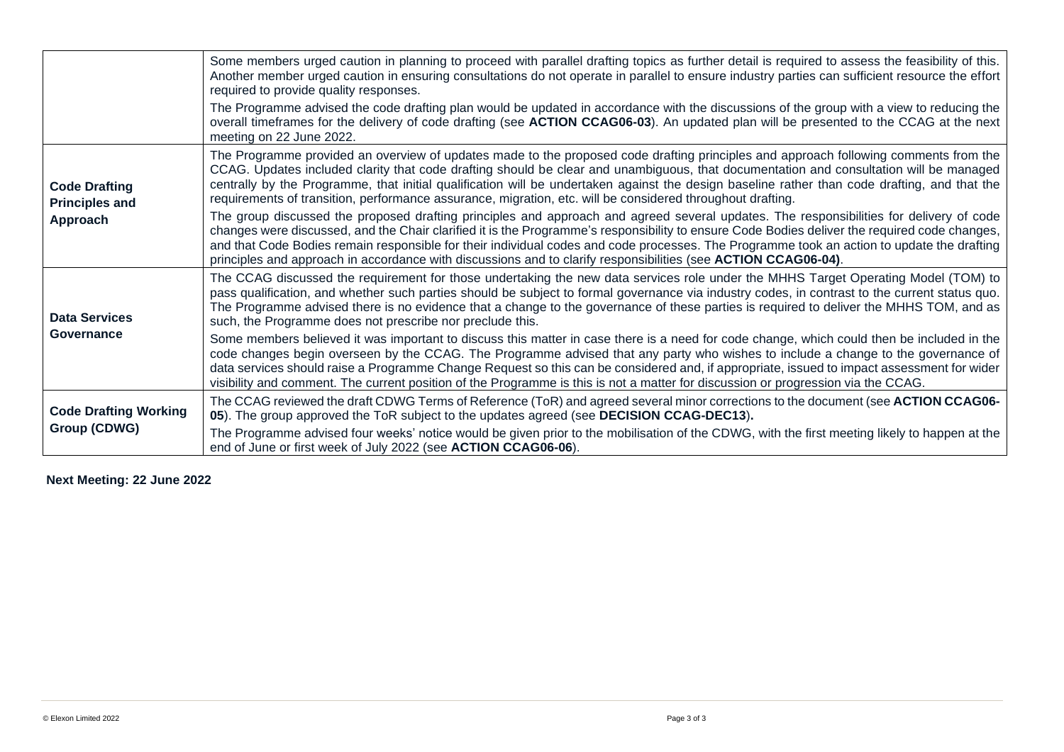| | |
|---|---|
| | Some members urged caution in planning to proceed with parallel drafting topics as further detail is required to assess the feasibility of this. Another member urged caution in ensuring consultations do not operate in parallel to ensure industry parties can sufficient resource the effort required to provide quality responses.<br><br>The Programme advised the code drafting plan would be updated in accordance with the discussions of the group with a view to reducing the overall timeframes for the delivery of code drafting (see **ACTION CCAG06-03**). An updated plan will be presented to the CCAG at the next meeting on 22 June 2022. |
| **Code Drafting Principles and Approach** | The Programme provided an overview of updates made to the proposed code drafting principles and approach following comments from the CCAG. Updates included clarity that code drafting should be clear and unambiguous, that documentation and consultation will be managed centrally by the Programme, that initial qualification will be undertaken against the design baseline rather than code drafting, and that the requirements of transition, performance assurance, migration, etc. will be considered throughout drafting.<br><br>The group discussed the proposed drafting principles and approach and agreed several updates. The responsibilities for delivery of code changes were discussed, and the Chair clarified it is the Programme's responsibility to ensure Code Bodies deliver the required code changes, and that Code Bodies remain responsible for their individual codes and code processes. The Programme took an action to update the drafting principles and approach in accordance with discussions and to clarify responsibilities (see **ACTION CCAG06-04)**. |
| **Data Services Governance** | The CCAG discussed the requirement for those undertaking the new data services role under the MHHS Target Operating Model (TOM) to pass qualification, and whether such parties should be subject to formal governance via industry codes, in contrast to the current status quo. The Programme advised there is no evidence that a change to the governance of these parties is required to deliver the MHHS TOM, and as such, the Programme does not prescribe nor preclude this.<br><br>Some members believed it was important to discuss this matter in case there is a need for code change, which could then be included in the code changes begin overseen by the CCAG. The Programme advised that any party who wishes to include a change to the governance of data services should raise a Programme Change Request so this can be considered and, if appropriate, issued to impact assessment for wider visibility and comment. The current position of the Programme is this is not a matter for discussion or progression via the CCAG. |
| **Code Drafting Working Group (CDWG)** | The CCAG reviewed the draft CDWG Terms of Reference (ToR) and agreed several minor corrections to the document (see **ACTION CCAG06-05**). The group approved the ToR subject to the updates agreed (see **DECISION CCAG-DEC13**)**.**<br><br>The Programme advised four weeks' notice would be given prior to the mobilisation of the CDWG, with the first meeting likely to happen at the end of June or first week of July 2022 (see **ACTION CCAG06-06**). |

**Next Meeting: 22 June 2022**

© Elexon Limited 2022